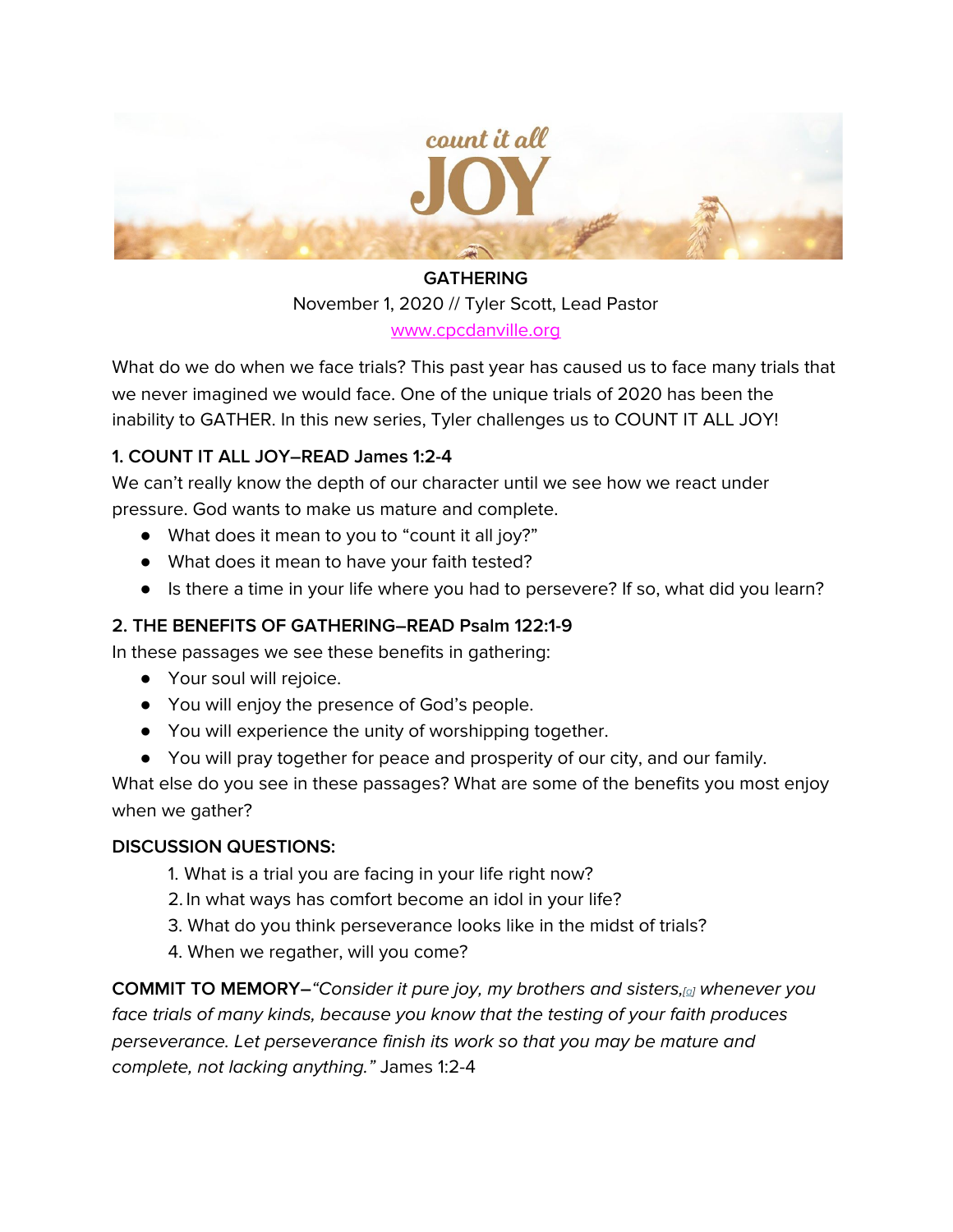count it all JOY

**GATHERING**

November 1, 2020 // Tyler Scott, Lead Pastor

www.cpcdanville.org

What do we do when we face trials? This past year has caused us to face many trials that we never imagined we would face. One of the unique trials of 2020 has been the inability to GATHER. In this new series, Tyler challenges us to COUNT IT ALL JOY!

**1. COUNT IT ALL JOY–READ James 1:2-4**

We can't really know the depth of our character until we see how we react under pressure. God wants to make us mature and complete.

- What does it mean to you to "count it all joy?"
- What does it mean to have your faith tested?
- Is there a time in your life where you had to persevere? If so, what did you learn?

**2. THE BENEFITS OF GATHERING–READ Psalm 122:1-9**

In these passages we see these benefits in gathering:

- Your soul will rejoice.
- You will enjoy the presence of God's people.
- You will experience the unity of worshipping together.
- You will pray together for peace and prosperity of our city, and our family.

What else do you see in these passages? What are some of the benefits you most enjoy when we gather?

**DISCUSSION QUESTIONS:**

1. What is a trial you are facing in your life right now?
2. In what ways has comfort become an idol in your life?
3. What do you think perseverance looks like in the midst of trials?
4. When we regather, will you come?

**COMMIT TO MEMORY–***"Consider it pure joy, my brothers and sisters,[a] whenever you face trials of many kinds, because you know that the testing of your faith produces perseverance. Let perseverance finish its work so that you may be mature and complete, not lacking anything."* James 1:2-4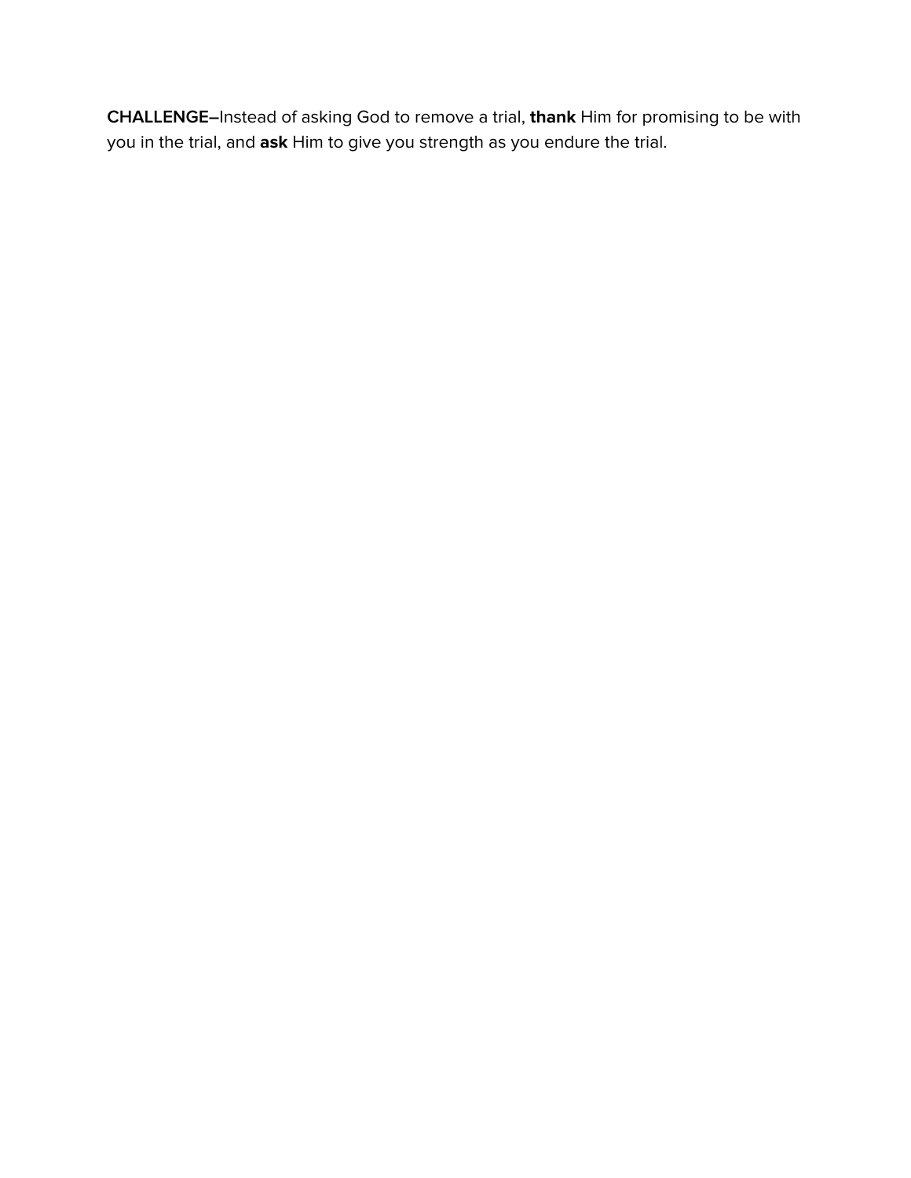**CHALLENGE–**Instead of asking God to remove a trial, **thank** Him for promising to be with you in the trial, and **ask** Him to give you strength as you endure the trial.